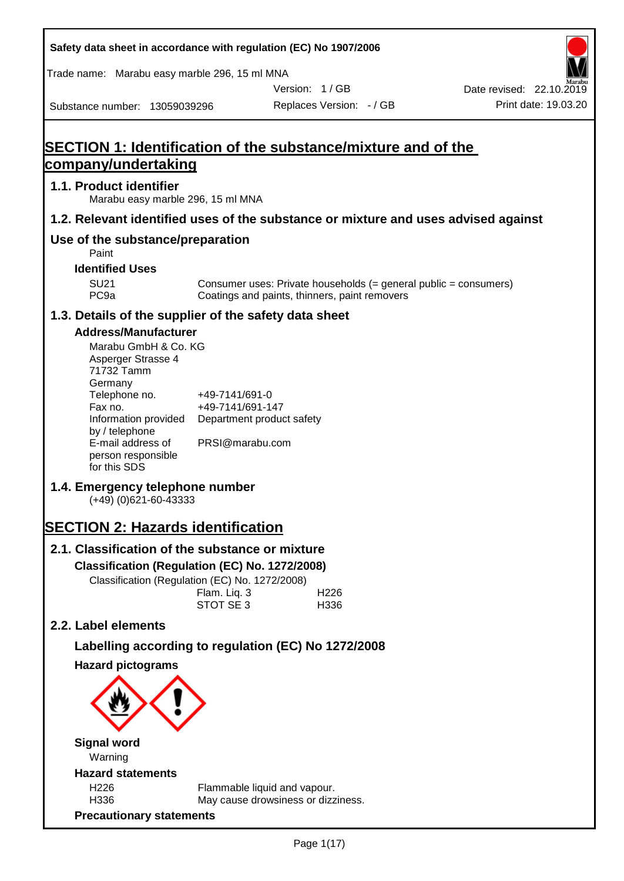Safety data sheet in accordance with regulation (EC) No 1907/2006

Trade name: Marabu easy marble 296, 15 ml MNA

Version: 1 / GB
Date revised: 22.10.2019
Substance number: 13059039296
Replaces Version: - / GB
Print date: 19.03.20

# SECTION 1: Identification of the substance/mixture and of the company/undertaking

## 1.1. Product identifier

Marabu easy marble 296, 15 ml MNA

## 1.2. Relevant identified uses of the substance or mixture and uses advised against

## Use of the substance/preparation

Paint

### Identified Uses

| | |
|---|---|
| SU21 | Consumer uses: Private households (= general public = consumers) |
| PC9a | Coatings and paints, thinners, paint removers |

## 1.3. Details of the supplier of the safety data sheet

### Address/Manufacturer

Marabu GmbH & Co. KG
Asperger Strasse 4
71732 Tamm
Germany

| | |
|---|---|
| Telephone no. | +49-7141/691-0 |
| Fax no. | +49-7141/691-147 |
| Information provided by / telephone | Department product safety |
| E-mail address of person responsible for this SDS | PRSI@marabu.com |

## 1.4. Emergency telephone number

(+49) (0)621-60-43333

# SECTION 2: Hazards identification

## 2.1. Classification of the substance or mixture

### Classification (Regulation (EC) No. 1272/2008)

Classification (Regulation (EC) No. 1272/2008)

| | |
|---|---|
| Flam. Liq. 3 | H226 |
| STOT SE 3 | H336 |

## 2.2. Label elements

### Labelling according to regulation (EC) No 1272/2008

### Hazard pictograms

### Signal word

Warning

### Hazard statements

| | |
|---|---|
| H226 | Flammable liquid and vapour. |
| H336 | May cause drowsiness or dizziness. |

### Precautionary statements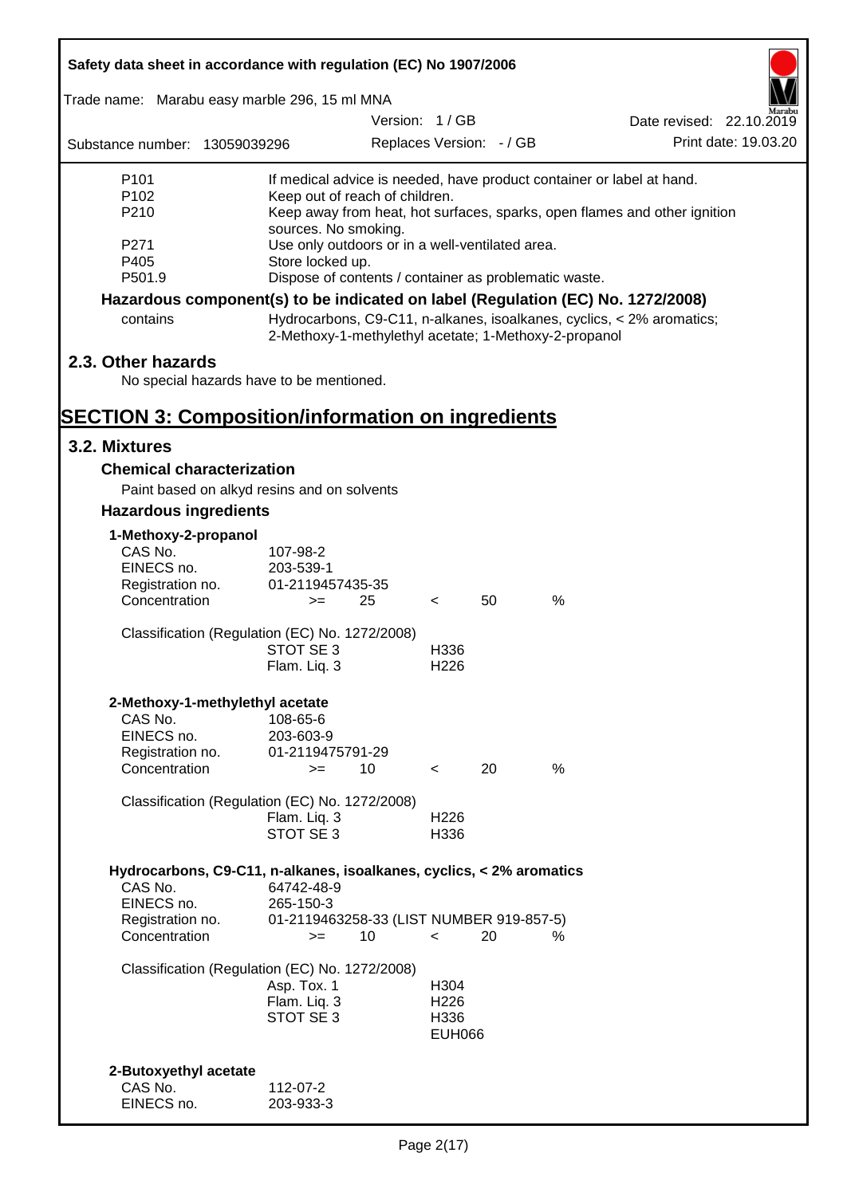| | |
|---|---|
| P101 | If medical advice is needed, have product container or label at hand. |
| P102 | Keep out of reach of children. |
| P210 | Keep away from heat, hot surfaces, sparks, open flames and other ignition sources. No smoking. |
| P271 | Use only outdoors or in a well-ventilated area. |
| P405 | Store locked up. |
| P501.9 | Dispose of contents / container as problematic waste. |

**Hazardous component(s) to be indicated on label (Regulation (EC) No. 1272/2008)**

| | |
|---|---|
| contains | Hydrocarbons, C9-C11, n-alkanes, isoalkanes, cyclics, < 2% aromatics; 2-Methoxy-1-methylethyl acetate; 1-Methoxy-2-propanol |

## 2.3. Other hazards

No special hazards have to be mentioned.

# SECTION 3: Composition/information on ingredients

## 3.2. Mixtures

### Chemical characterization

Paint based on alkyd resins and on solvents

### Hazardous ingredients

**1-Methoxy-2-propanol**

| | | | | | |
|---|---|---|---|---|---|
| CAS No. | 107-98-2 | | | | |
| EINECS no. | 203-539-1 | | | | |
| Registration no. | 01-2119457435-35 | | | | |
| Concentration | >= | 25 | < | 50 | % |

Classification (Regulation (EC) No. 1272/2008)

| | |
|---|---|
| STOT SE 3 | H336 |
| Flam. Liq. 3 | H226 |

**2-Methoxy-1-methylethyl acetate**

| | | | | | |
|---|---|---|---|---|---|
| CAS No. | 108-65-6 | | | | |
| EINECS no. | 203-603-9 | | | | |
| Registration no. | 01-2119475791-29 | | | | |
| Concentration | >= | 10 | < | 20 | % |

Classification (Regulation (EC) No. 1272/2008)

| | |
|---|---|
| Flam. Liq. 3 | H226 |
| STOT SE 3 | H336 |

**Hydrocarbons, C9-C11, n-alkanes, isoalkanes, cyclics, < 2% aromatics**

| | | | | | |
|---|---|---|---|---|---|
| CAS No. | 64742-48-9 | | | | |
| EINECS no. | 265-150-3 | | | | |
| Registration no. | 01-2119463258-33 (LIST NUMBER 919-857-5) | | | | |
| Concentration | >= | 10 | < | 20 | % |

Classification (Regulation (EC) No. 1272/2008)

| | |
|---|---|
| Asp. Tox. 1 | H304 |
| Flam. Liq. 3 | H226 |
| STOT SE 3 | H336 |
| | EUH066 |

**2-Butoxyethyl acetate**

| | |
|---|---|
| CAS No. | 112-07-2 |
| EINECS no. | 203-933-3 |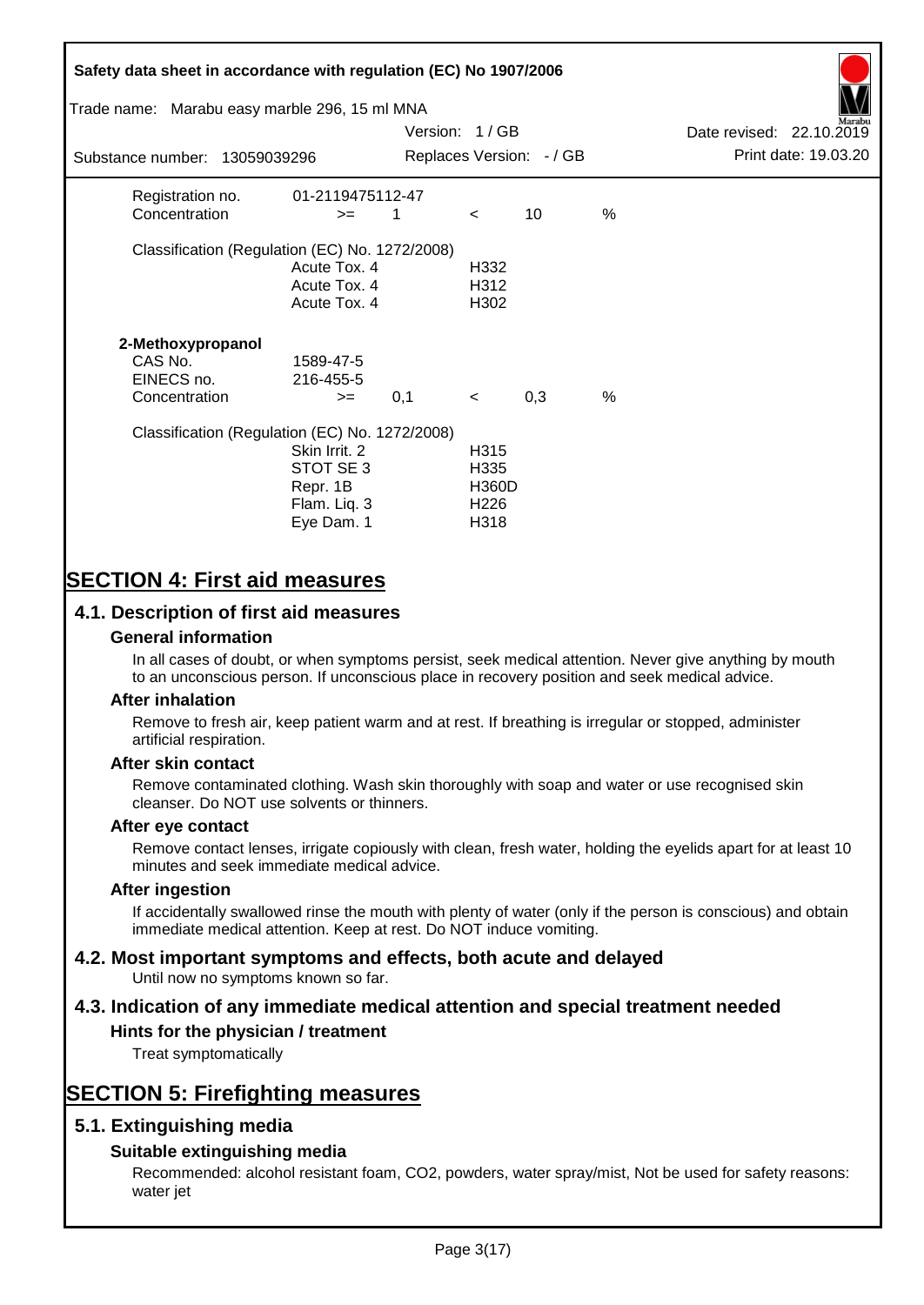| | | | | | |
|---|---|---|---|---|---|
| Registration no. | 01-2119475112-47 | | | | |
| Concentration | >= | 1 | < | 10 | % |

Classification (Regulation (EC) No. 1272/2008)

| | |
|---|---|
| Acute Tox. 4 | H332 |
| Acute Tox. 4 | H312 |
| Acute Tox. 4 | H302 |

**2-Methoxypropanol**

| | | | | | |
|---|---|---|---|---|---|
| CAS No. | 1589-47-5 | | | | |
| EINECS no. | 216-455-5 | | | | |
| Concentration | >= | 0,1 | < | 0,3 | % |

Classification (Regulation (EC) No. 1272/2008)

| | |
|---|---|
| Skin Irrit. 2 | H315 |
| STOT SE 3 | H335 |
| Repr. 1B | H360D |
| Flam. Liq. 3 | H226 |
| Eye Dam. 1 | H318 |

# SECTION 4: First aid measures

## 4.1. Description of first aid measures

### General information

In all cases of doubt, or when symptoms persist, seek medical attention. Never give anything by mouth to an unconscious person. If unconscious place in recovery position and seek medical advice.

### After inhalation

Remove to fresh air, keep patient warm and at rest. If breathing is irregular or stopped, administer artificial respiration.

### After skin contact

Remove contaminated clothing. Wash skin thoroughly with soap and water or use recognised skin cleanser. Do NOT use solvents or thinners.

### After eye contact

Remove contact lenses, irrigate copiously with clean, fresh water, holding the eyelids apart for at least 10 minutes and seek immediate medical advice.

### After ingestion

If accidentally swallowed rinse the mouth with plenty of water (only if the person is conscious) and obtain immediate medical attention. Keep at rest. Do NOT induce vomiting.

## 4.2. Most important symptoms and effects, both acute and delayed

Until now no symptoms known so far.

## 4.3. Indication of any immediate medical attention and special treatment needed

### Hints for the physician / treatment

Treat symptomatically

# SECTION 5: Firefighting measures

## 5.1. Extinguishing media

### Suitable extinguishing media

Recommended: alcohol resistant foam, CO2, powders, water spray/mist, Not be used for safety reasons: water jet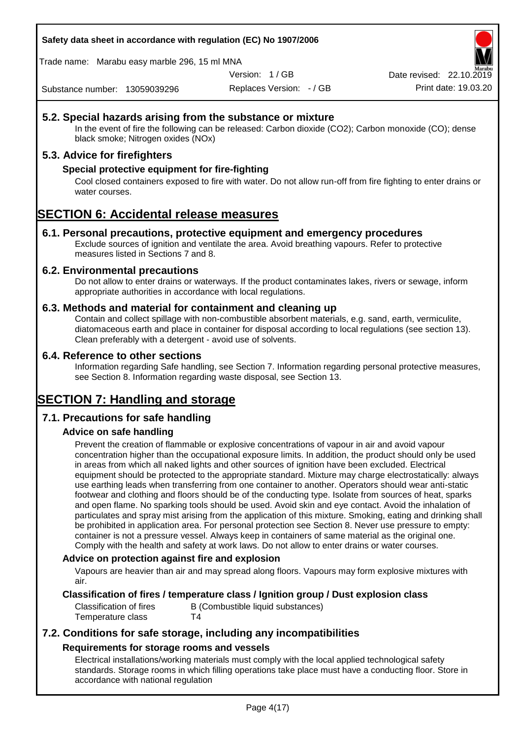## 5.2. Special hazards arising from the substance or mixture

In the event of fire the following can be released: Carbon dioxide ($CO_2$); Carbon monoxide (CO); dense black smoke; Nitrogen oxides (NOx)

## 5.3. Advice for firefighters

### Special protective equipment for fire-fighting

Cool closed containers exposed to fire with water. Do not allow run-off from fire fighting to enter drains or water courses.

# SECTION 6: Accidental release measures

## 6.1. Personal precautions, protective equipment and emergency procedures

Exclude sources of ignition and ventilate the area. Avoid breathing vapours. Refer to protective measures listed in Sections 7 and 8.

## 6.2. Environmental precautions

Do not allow to enter drains or waterways. If the product contaminates lakes, rivers or sewage, inform appropriate authorities in accordance with local regulations.

## 6.3. Methods and material for containment and cleaning up

Contain and collect spillage with non-combustible absorbent materials, e.g. sand, earth, vermiculite, diatomaceous earth and place in container for disposal according to local regulations (see section 13). Clean preferably with a detergent - avoid use of solvents.

## 6.4. Reference to other sections

Information regarding Safe handling, see Section 7. Information regarding personal protective measures, see Section 8. Information regarding waste disposal, see Section 13.

# SECTION 7: Handling and storage

## 7.1. Precautions for safe handling

### Advice on safe handling

Prevent the creation of flammable or explosive concentrations of vapour in air and avoid vapour concentration higher than the occupational exposure limits. In addition, the product should only be used in areas from which all naked lights and other sources of ignition have been excluded. Electrical equipment should be protected to the appropriate standard. Mixture may charge electrostatically: always use earthing leads when transferring from one container to another. Operators should wear anti-static footwear and clothing and floors should be of the conducting type. Isolate from sources of heat, sparks and open flame. No sparking tools should be used. Avoid skin and eye contact. Avoid the inhalation of particulates and spray mist arising from the application of this mixture. Smoking, eating and drinking shall be prohibited in application area. For personal protection see Section 8. Never use pressure to empty: container is not a pressure vessel. Always keep in containers of same material as the original one. Comply with the health and safety at work laws. Do not allow to enter drains or water courses.

### Advice on protection against fire and explosion

Vapours are heavier than air and may spread along floors. Vapours may form explosive mixtures with air.

### Classification of fires / temperature class / Ignition group / Dust explosion class

| | |
|---|---|
| Classification of fires | B (Combustible liquid substances) |
| Temperature class | T4 |

## 7.2. Conditions for safe storage, including any incompatibilities

### Requirements for storage rooms and vessels

Electrical installations/working materials must comply with the local applied technological safety standards. Storage rooms in which filling operations take place must have a conducting floor. Store in accordance with national regulation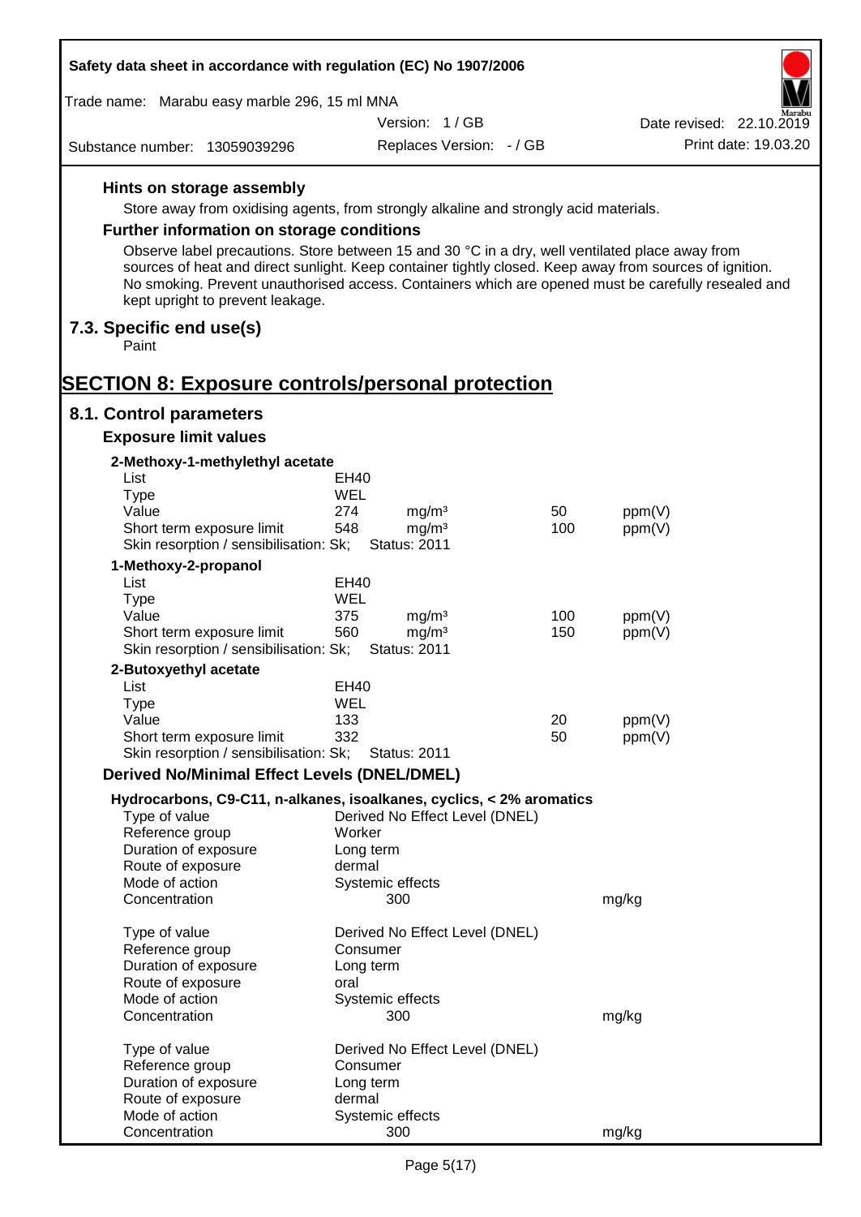### Hints on storage assembly

Store away from oxidising agents, from strongly alkaline and strongly acid materials.

### Further information on storage conditions

Observe label precautions. Store between 15 and 30 °C in a dry, well ventilated place away from sources of heat and direct sunlight. Keep container tightly closed. Keep away from sources of ignition. No smoking. Prevent unauthorised access. Containers which are opened must be carefully resealed and kept upright to prevent leakage.

## 7.3. Specific end use(s)

Paint

# SECTION 8: Exposure controls/personal protection

## 8.1. Control parameters

### Exposure limit values

**2-Methoxy-1-methylethyl acetate**

| | | | | |
|---|---|---|---|---|
| List | EH40 | | | |
| Type | WEL | | | |
| Value | 274 | mg/m³ | 50 | ppm(V) |
| Short term exposure limit | 548 | mg/m³ | 100 | ppm(V) |
| Skin resorption / sensibilisation: Sk; | Status: 2011 | | | |

**1-Methoxy-2-propanol**

| | | | | |
|---|---|---|---|---|
| List | EH40 | | | |
| Type | WEL | | | |
| Value | 375 | mg/m³ | 100 | ppm(V) |
| Short term exposure limit | 560 | mg/m³ | 150 | ppm(V) |
| Skin resorption / sensibilisation: Sk; | Status: 2011 | | | |

**2-Butoxyethyl acetate**

| | | | | |
|---|---|---|---|---|
| List | EH40 | | | |
| Type | WEL | | | |
| Value | 133 | | 20 | ppm(V) |
| Short term exposure limit | 332 | | 50 | ppm(V) |
| Skin resorption / sensibilisation: Sk; | Status: 2011 | | | |

### Derived No/Minimal Effect Levels (DNEL/DMEL)

**Hydrocarbons, C9-C11, n-alkanes, isoalkanes, cyclics, < 2% aromatics**

| | | |
|---|---|---|
| Type of value | Derived No Effect Level (DNEL) | |
| Reference group | Worker | |
| Duration of exposure | Long term | |
| Route of exposure | dermal | |
| Mode of action | Systemic effects | |
| Concentration | 300 | mg/kg |

| | | |
|---|---|---|
| Type of value | Derived No Effect Level (DNEL) | |
| Reference group | Consumer | |
| Duration of exposure | Long term | |
| Route of exposure | oral | |
| Mode of action | Systemic effects | |
| Concentration | 300 | mg/kg |

| | | |
|---|---|---|
| Type of value | Derived No Effect Level (DNEL) | |
| Reference group | Consumer | |
| Duration of exposure | Long term | |
| Route of exposure | dermal | |
| Mode of action | Systemic effects | |
| Concentration | 300 | mg/kg |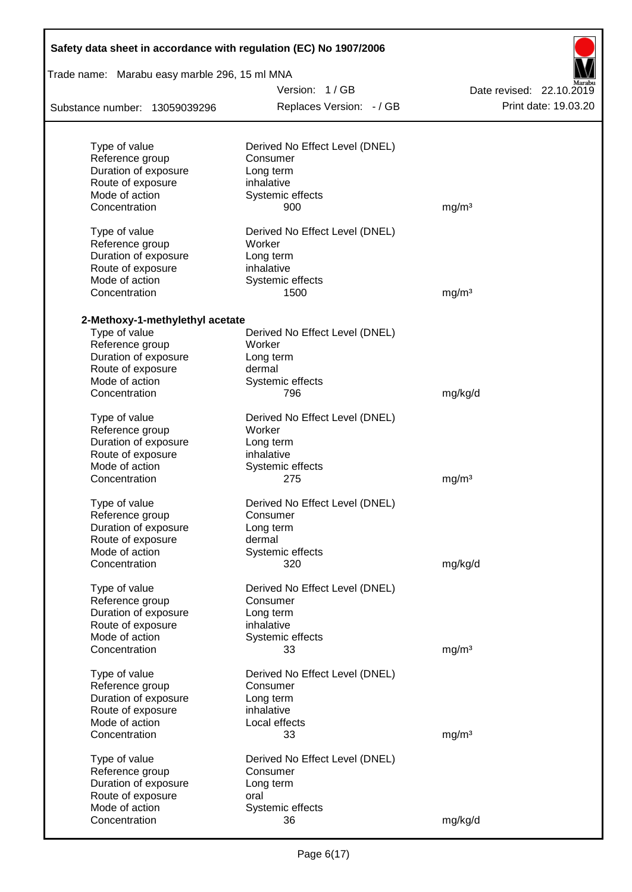| | | |
|---|---|---|
| Type of value | Derived No Effect Level (DNEL) | |
| Reference group | Consumer | |
| Duration of exposure | Long term | |
| Route of exposure | inhalative | |
| Mode of action | Systemic effects | |
| Concentration | 900 | mg/m³ |
| | | |
| Type of value | Derived No Effect Level (DNEL) | |
| Reference group | Worker | |
| Duration of exposure | Long term | |
| Route of exposure | inhalative | |
| Mode of action | Systemic effects | |
| Concentration | 1500 | mg/m³ |

**2-Methoxy-1-methylethyl acetate**

| | | |
|---|---|---|
| Type of value | Derived No Effect Level (DNEL) | |
| Reference group | Worker | |
| Duration of exposure | Long term | |
| Route of exposure | dermal | |
| Mode of action | Systemic effects | |
| Concentration | 796 | mg/kg/d |
| | | |
| Type of value | Derived No Effect Level (DNEL) | |
| Reference group | Worker | |
| Duration of exposure | Long term | |
| Route of exposure | inhalative | |
| Mode of action | Systemic effects | |
| Concentration | 275 | mg/m³ |
| | | |
| Type of value | Derived No Effect Level (DNEL) | |
| Reference group | Consumer | |
| Duration of exposure | Long term | |
| Route of exposure | dermal | |
| Mode of action | Systemic effects | |
| Concentration | 320 | mg/kg/d |
| | | |
| Type of value | Derived No Effect Level (DNEL) | |
| Reference group | Consumer | |
| Duration of exposure | Long term | |
| Route of exposure | inhalative | |
| Mode of action | Systemic effects | |
| Concentration | 33 | mg/m³ |
| | | |
| Type of value | Derived No Effect Level (DNEL) | |
| Reference group | Consumer | |
| Duration of exposure | Long term | |
| Route of exposure | inhalative | |
| Mode of action | Local effects | |
| Concentration | 33 | mg/m³ |
| | | |
| Type of value | Derived No Effect Level (DNEL) | |
| Reference group | Consumer | |
| Duration of exposure | Long term | |
| Route of exposure | oral | |
| Mode of action | Systemic effects | |
| Concentration | 36 | mg/kg/d |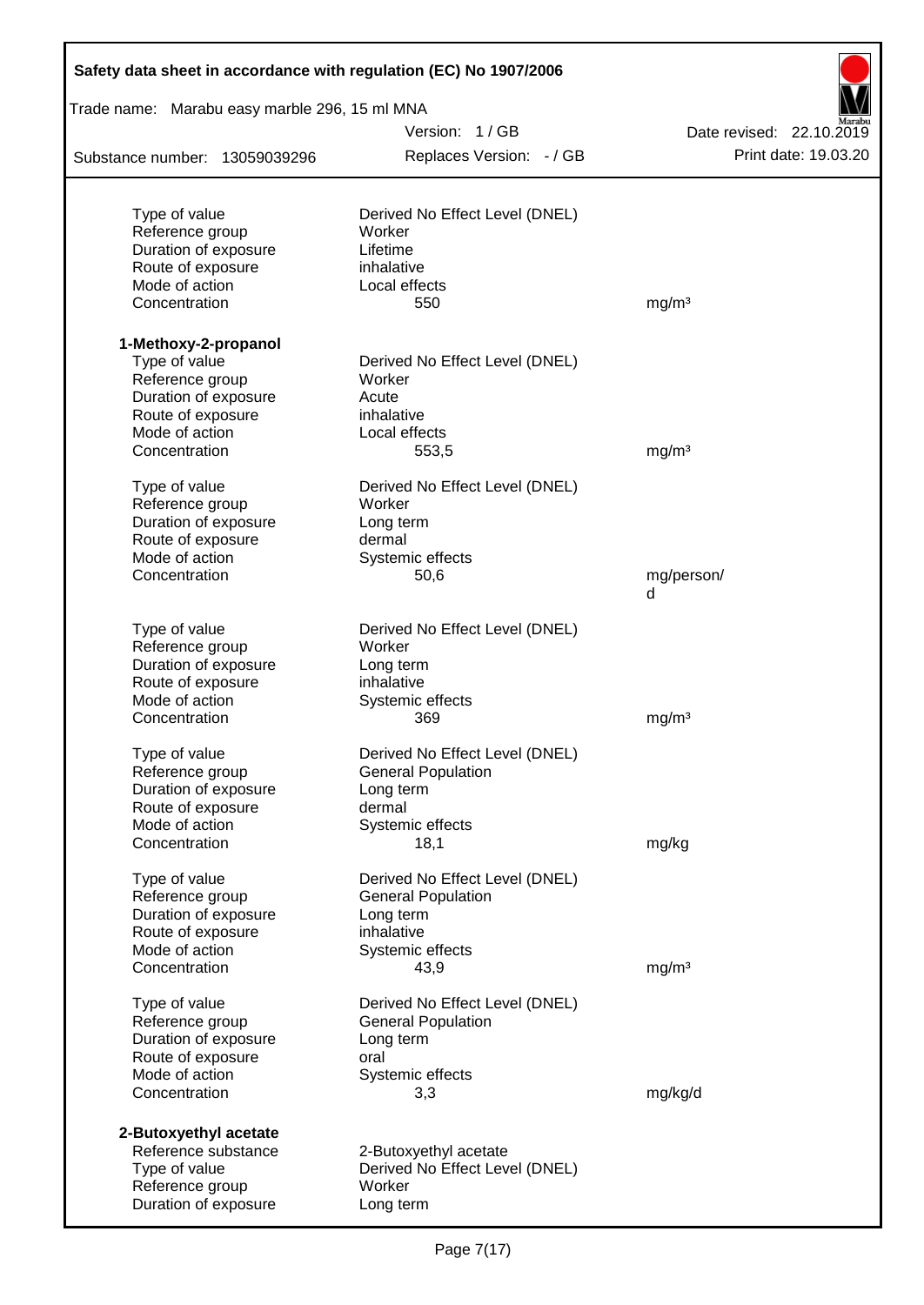| | | |
|---|---|---|
| Type of value | Derived No Effect Level (DNEL) | |
| Reference group | Worker | |
| Duration of exposure | Lifetime | |
| Route of exposure | inhalative | |
| Mode of action | Local effects | |
| Concentration | 550 | mg/m³ |

**1-Methoxy-2-propanol**

| | | |
|---|---|---|
| Type of value | Derived No Effect Level (DNEL) | |
| Reference group | Worker | |
| Duration of exposure | Acute | |
| Route of exposure | inhalative | |
| Mode of action | Local effects | |
| Concentration | 553,5 | mg/m³ |

| | | |
|---|---|---|
| Type of value | Derived No Effect Level (DNEL) | |
| Reference group | Worker | |
| Duration of exposure | Long term | |
| Route of exposure | dermal | |
| Mode of action | Systemic effects | |
| Concentration | 50,6 | mg/person/d |

| | | |
|---|---|---|
| Type of value | Derived No Effect Level (DNEL) | |
| Reference group | Worker | |
| Duration of exposure | Long term | |
| Route of exposure | inhalative | |
| Mode of action | Systemic effects | |
| Concentration | 369 | mg/m³ |

| | | |
|---|---|---|
| Type of value | Derived No Effect Level (DNEL) | |
| Reference group | General Population | |
| Duration of exposure | Long term | |
| Route of exposure | dermal | |
| Mode of action | Systemic effects | |
| Concentration | 18,1 | mg/kg |

| | | |
|---|---|---|
| Type of value | Derived No Effect Level (DNEL) | |
| Reference group | General Population | |
| Duration of exposure | Long term | |
| Route of exposure | inhalative | |
| Mode of action | Systemic effects | |
| Concentration | 43,9 | mg/m³ |

| | | |
|---|---|---|
| Type of value | Derived No Effect Level (DNEL) | |
| Reference group | General Population | |
| Duration of exposure | Long term | |
| Route of exposure | oral | |
| Mode of action | Systemic effects | |
| Concentration | 3,3 | mg/kg/d |

**2-Butoxyethyl acetate**

| | |
|---|---|
| Reference substance | 2-Butoxyethyl acetate |
| Type of value | Derived No Effect Level (DNEL) |
| Reference group | Worker |
| Duration of exposure | Long term |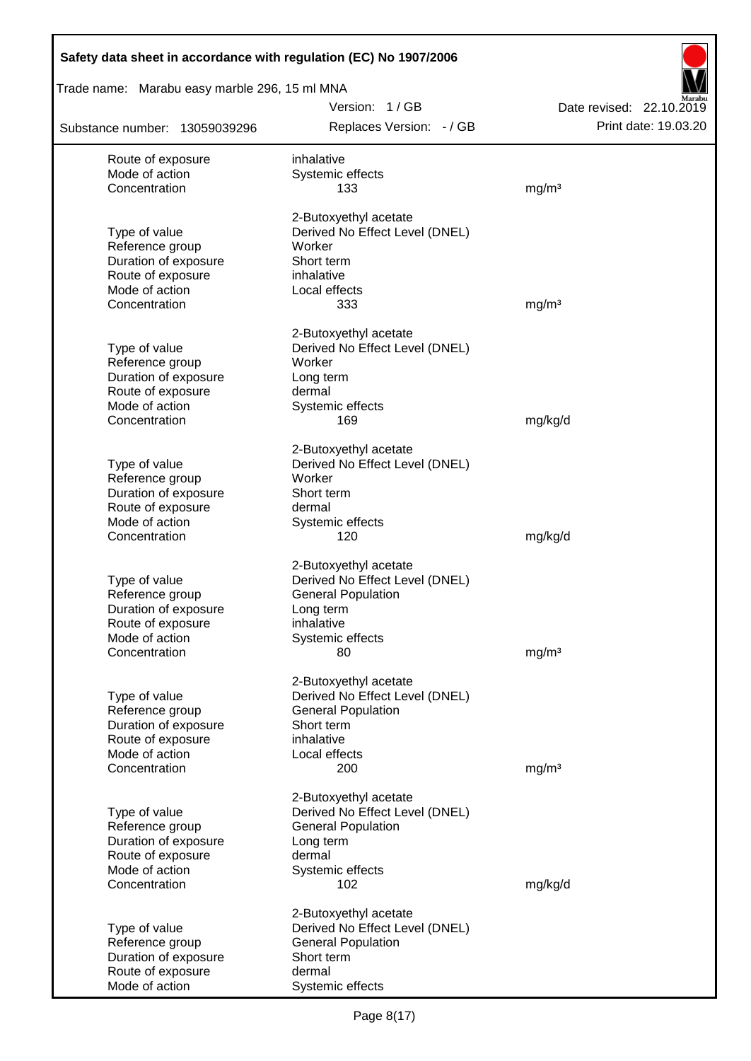| | | |
|---|---|---|
| Route of exposure | inhalative | |
| Mode of action | Systemic effects | |
| Concentration | 133 | mg/m³ |
| | 2-Butoxyethyl acetate | |
| Type of value | Derived No Effect Level (DNEL) | |
| Reference group | Worker | |
| Duration of exposure | Short term | |
| Route of exposure | inhalative | |
| Mode of action | Local effects | |
| Concentration | 333 | mg/m³ |
| | 2-Butoxyethyl acetate | |
| Type of value | Derived No Effect Level (DNEL) | |
| Reference group | Worker | |
| Duration of exposure | Long term | |
| Route of exposure | dermal | |
| Mode of action | Systemic effects | |
| Concentration | 169 | mg/kg/d |
| | 2-Butoxyethyl acetate | |
| Type of value | Derived No Effect Level (DNEL) | |
| Reference group | Worker | |
| Duration of exposure | Short term | |
| Route of exposure | dermal | |
| Mode of action | Systemic effects | |
| Concentration | 120 | mg/kg/d |
| | 2-Butoxyethyl acetate | |
| Type of value | Derived No Effect Level (DNEL) | |
| Reference group | General Population | |
| Duration of exposure | Long term | |
| Route of exposure | inhalative | |
| Mode of action | Systemic effects | |
| Concentration | 80 | mg/m³ |
| | 2-Butoxyethyl acetate | |
| Type of value | Derived No Effect Level (DNEL) | |
| Reference group | General Population | |
| Duration of exposure | Short term | |
| Route of exposure | inhalative | |
| Mode of action | Local effects | |
| Concentration | 200 | mg/m³ |
| | 2-Butoxyethyl acetate | |
| Type of value | Derived No Effect Level (DNEL) | |
| Reference group | General Population | |
| Duration of exposure | Long term | |
| Route of exposure | dermal | |
| Mode of action | Systemic effects | |
| Concentration | 102 | mg/kg/d |
| | 2-Butoxyethyl acetate | |
| Type of value | Derived No Effect Level (DNEL) | |
| Reference group | General Population | |
| Duration of exposure | Short term | |
| Route of exposure | dermal | |
| Mode of action | Systemic effects | |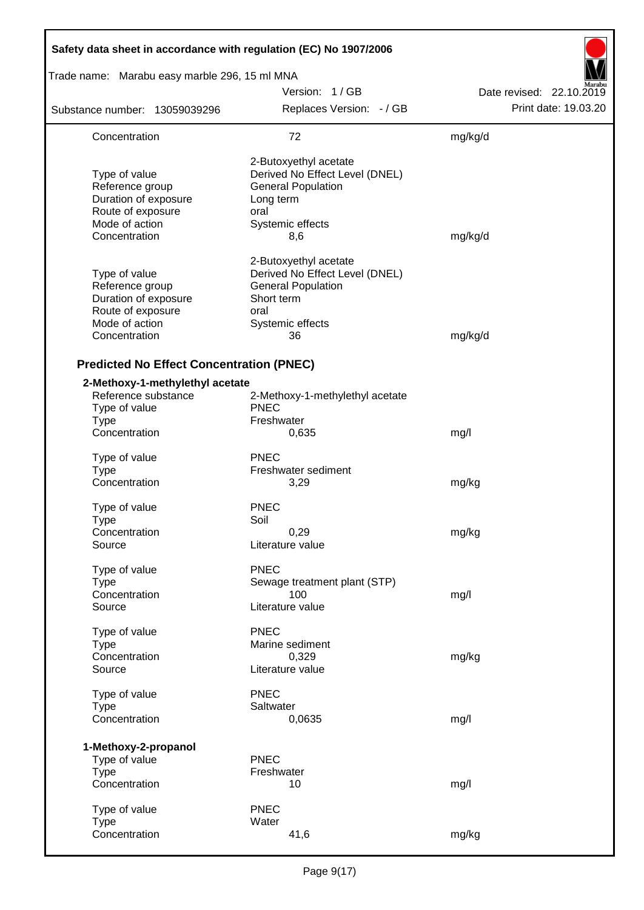| | | |
|---|---|---|
| Concentration | 72 | mg/kg/d |
| | 2-Butoxyethyl acetate | |
| Type of value | Derived No Effect Level (DNEL) | |
| Reference group | General Population | |
| Duration of exposure | Long term | |
| Route of exposure | oral | |
| Mode of action | Systemic effects | |
| Concentration | 8,6 | mg/kg/d |
| | 2-Butoxyethyl acetate | |
| Type of value | Derived No Effect Level (DNEL) | |
| Reference group | General Population | |
| Duration of exposure | Short term | |
| Route of exposure | oral | |
| Mode of action | Systemic effects | |
| Concentration | 36 | mg/kg/d |

### Predicted No Effect Concentration (PNEC)

**2-Methoxy-1-methylethyl acetate**

| | | |
|---|---|---|
| Reference substance | 2-Methoxy-1-methylethyl acetate | |
| Type of value | PNEC | |
| Type | Freshwater | |
| Concentration | 0,635 | mg/l |
| Type of value | PNEC | |
| Type | Freshwater sediment | |
| Concentration | 3,29 | mg/kg |
| Type of value | PNEC | |
| Type | Soil | |
| Concentration | 0,29 | mg/kg |
| Source | Literature value | |
| Type of value | PNEC | |
| Type | Sewage treatment plant (STP) | |
| Concentration | 100 | mg/l |
| Source | Literature value | |
| Type of value | PNEC | |
| Type | Marine sediment | |
| Concentration | 0,329 | mg/kg |
| Source | Literature value | |
| Type of value | PNEC | |
| Type | Saltwater | |
| Concentration | 0,0635 | mg/l |

**1-Methoxy-2-propanol**

| | | |
|---|---|---|
| Type of value | PNEC | |
| Type | Freshwater | |
| Concentration | 10 | mg/l |
| Type of value | PNEC | |
| Type | Water | |
| Concentration | 41,6 | mg/kg |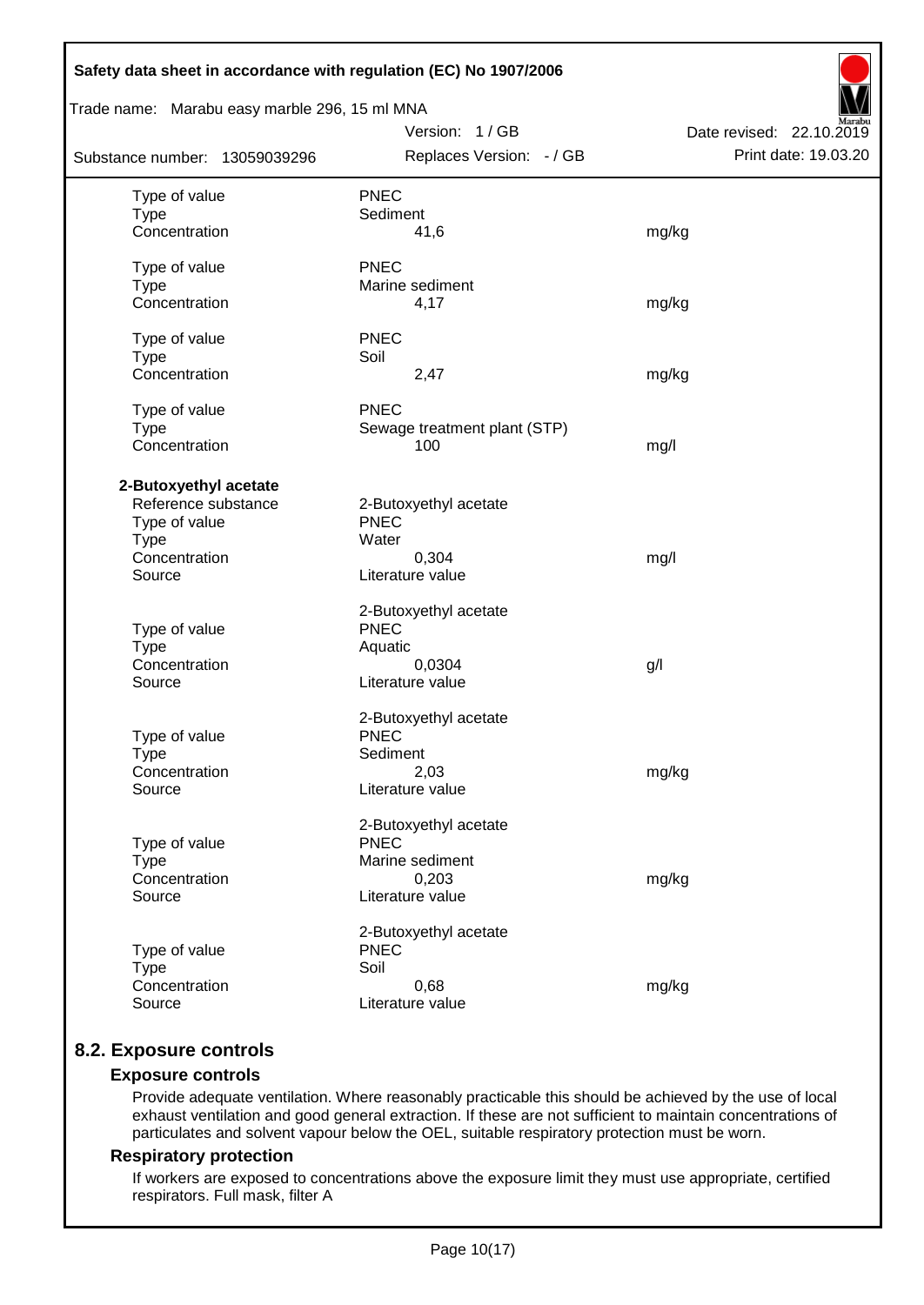| | | |
|---|---|---|
| Type of value | PNEC | |
| Type | Sediment | |
| Concentration | 41,6 | mg/kg |
| | | |
| Type of value | PNEC | |
| Type | Marine sediment | |
| Concentration | 4,17 | mg/kg |
| | | |
| Type of value | PNEC | |
| Type | Soil | |
| Concentration | 2,47 | mg/kg |
| | | |
| Type of value | PNEC | |
| Type | Sewage treatment plant (STP) | |
| Concentration | 100 | mg/l |

**2-Butoxyethyl acetate**

| | | |
|---|---|---|
| Reference substance | 2-Butoxyethyl acetate | |
| Type of value | PNEC | |
| Type | Water | |
| Concentration | 0,304 | mg/l |
| Source | Literature value | |
| | | |
| | 2-Butoxyethyl acetate | |
| Type of value | PNEC | |
| Type | Aquatic | |
| Concentration | 0,0304 | g/l |
| Source | Literature value | |
| | | |
| | 2-Butoxyethyl acetate | |
| Type of value | PNEC | |
| Type | Sediment | |
| Concentration | 2,03 | mg/kg |
| Source | Literature value | |
| | | |
| | 2-Butoxyethyl acetate | |
| Type of value | PNEC | |
| Type | Marine sediment | |
| Concentration | 0,203 | mg/kg |
| Source | Literature value | |
| | | |
| | 2-Butoxyethyl acetate | |
| Type of value | PNEC | |
| Type | Soil | |
| Concentration | 0,68 | mg/kg |
| Source | Literature value | |

## 8.2. Exposure controls

### Exposure controls

Provide adequate ventilation. Where reasonably practicable this should be achieved by the use of local exhaust ventilation and good general extraction. If these are not sufficient to maintain concentrations of particulates and solvent vapour below the OEL, suitable respiratory protection must be worn.

### Respiratory protection

If workers are exposed to concentrations above the exposure limit they must use appropriate, certified respirators. Full mask, filter A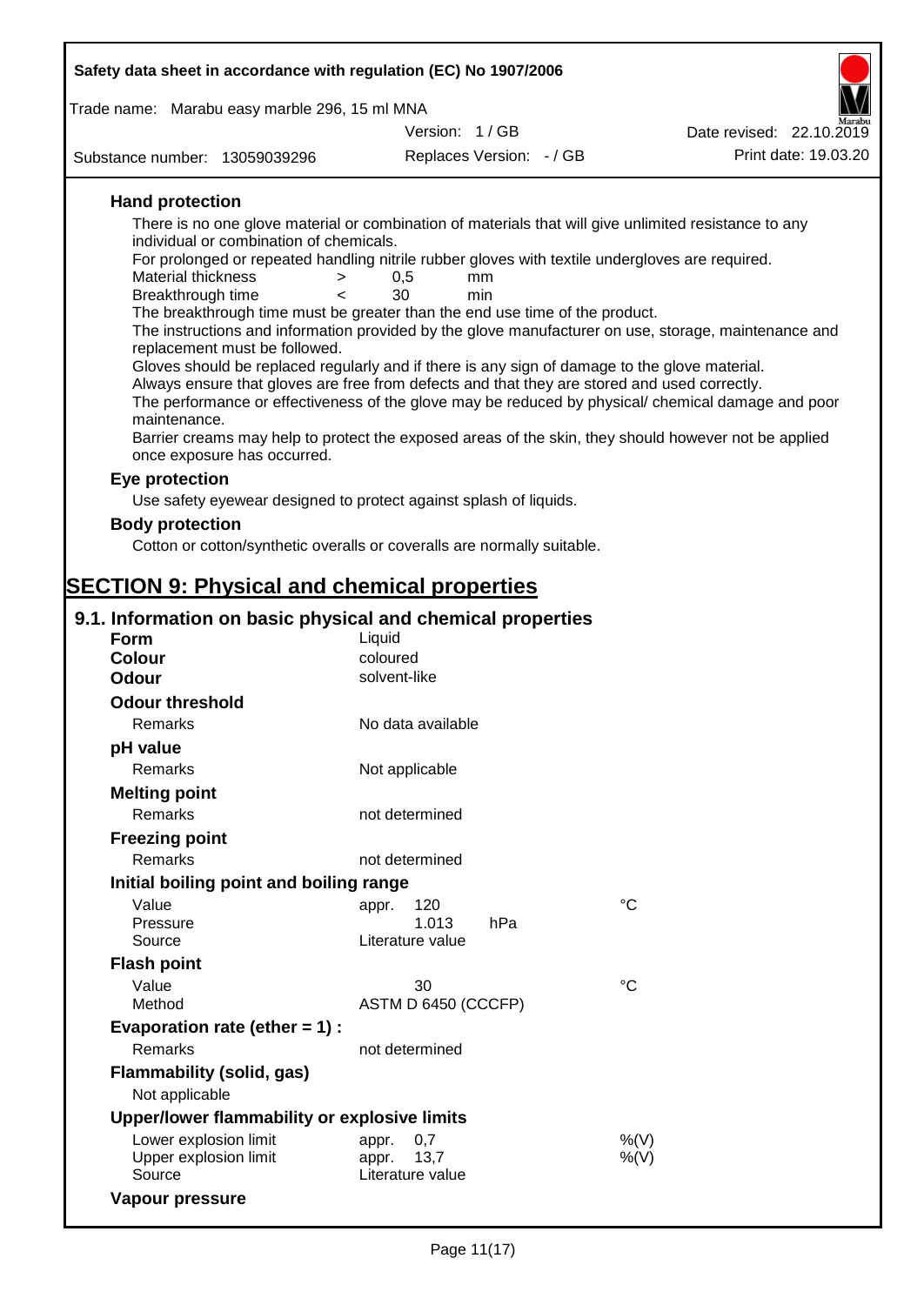### Hand protection

There is no one glove material or combination of materials that will give unlimited resistance to any individual or combination of chemicals.

For prolonged or repeated handling nitrile rubber gloves with textile undergloves are required.

| | | | |
|---|---|---|---|
| Material thickness | > | 0,5 | mm |
| Breakthrough time | < | 30 | min |

The breakthrough time must be greater than the end use time of the product.

The instructions and information provided by the glove manufacturer on use, storage, maintenance and replacement must be followed.

Gloves should be replaced regularly and if there is any sign of damage to the glove material.

Always ensure that gloves are free from defects and that they are stored and used correctly.

The performance or effectiveness of the glove may be reduced by physical/ chemical damage and poor maintenance.

Barrier creams may help to protect the exposed areas of the skin, they should however not be applied once exposure has occurred.

### Eye protection

Use safety eyewear designed to protect against splash of liquids.

### Body protection

Cotton or cotton/synthetic overalls or coveralls are normally suitable.

# SECTION 9: Physical and chemical properties

## 9.1. Information on basic physical and chemical properties

| | | |
|---|---|---|
| **Form** | Liquid | |
| **Colour** | coloured | |
| **Odour** | solvent-like | |
| **Odour threshold** | | |
| Remarks | No data available | |
| **pH value** | | |
| Remarks | Not applicable | |
| **Melting point** | | |
| Remarks | not determined | |
| **Freezing point** | | |
| Remarks | not determined | |
| **Initial boiling point and boiling range** | | |
| Value | appr. 120 | °C |
| Pressure | 1.013 hPa | |
| Source | Literature value | |
| **Flash point** | | |
| Value | 30 | °C |
| Method | ASTM D 6450 (CCCFP) | |
| **Evaporation rate (ether = 1) :** | | |
| Remarks | not determined | |
| **Flammability (solid, gas)** | | |
| Not applicable | | |
| **Upper/lower flammability or explosive limits** | | |
| Lower explosion limit | appr. 0,7 | %(V) |
| Upper explosion limit | appr. 13,7 | %(V) |
| Source | Literature value | |
| **Vapour pressure** | | |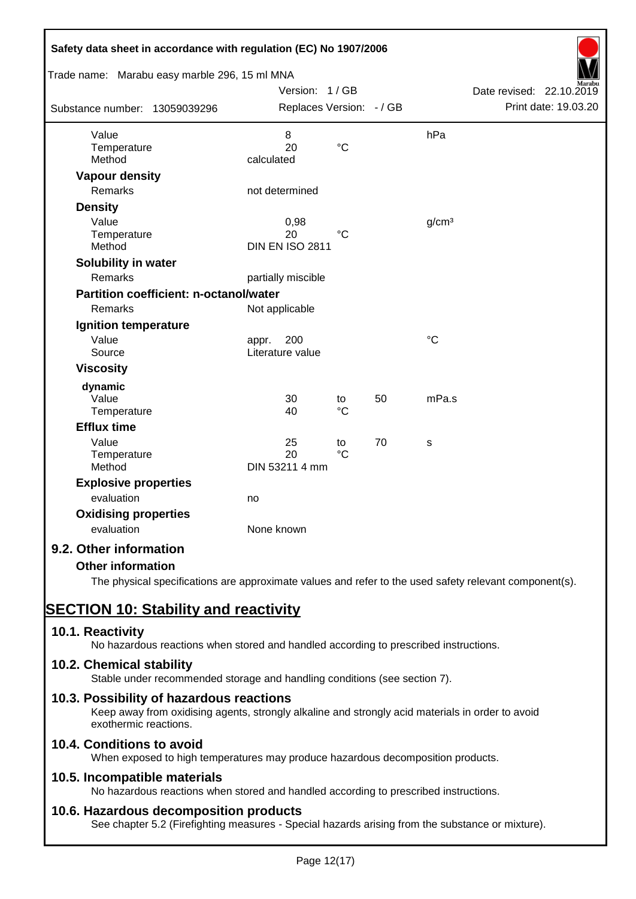| | | | | |
|---|---|---|---|---|
| Value | 8 | | | hPa |
| Temperature | 20 | °C | | |
| Method | calculated | | | |

**Vapour density**

| | |
|---|---|
| Remarks | not determined |

**Density**

| | | | |
|---|---|---|---|
| Value | 0,98 | | g/cm³ |
| Temperature | 20 | °C | |
| Method | DIN EN ISO 2811 | | |

**Solubility in water**

| | |
|---|---|
| Remarks | partially miscible |

**Partition coefficient: n-octanol/water**

| | |
|---|---|
| Remarks | Not applicable |

**Ignition temperature**

| | | |
|---|---|---|
| Value | appr. 200 | °C |
| Source | Literature value | |

**Viscosity**

**dynamic**

| | | | | |
|---|---|---|---|---|
| Value | 30 | to | 50 | mPa.s |
| Temperature | 40 | °C | | |

**Efflux time**

| | | | | |
|---|---|---|---|---|
| Value | 25 | to | 70 | s |
| Temperature | 20 | °C | | |
| Method | DIN 53211 4 mm | | | |

**Explosive properties**

| | |
|---|---|
| evaluation | no |

**Oxidising properties**

| | |
|---|---|
| evaluation | None known |

## 9.2. Other information

**Other information**

The physical specifications are approximate values and refer to the used safety relevant component(s).

# SECTION 10: Stability and reactivity

## 10.1. Reactivity

No hazardous reactions when stored and handled according to prescribed instructions.

## 10.2. Chemical stability

Stable under recommended storage and handling conditions (see section 7).

## 10.3. Possibility of hazardous reactions

Keep away from oxidising agents, strongly alkaline and strongly acid materials in order to avoid exothermic reactions.

## 10.4. Conditions to avoid

When exposed to high temperatures may produce hazardous decomposition products.

## 10.5. Incompatible materials

No hazardous reactions when stored and handled according to prescribed instructions.

## 10.6. Hazardous decomposition products

See chapter 5.2 (Firefighting measures - Special hazards arising from the substance or mixture).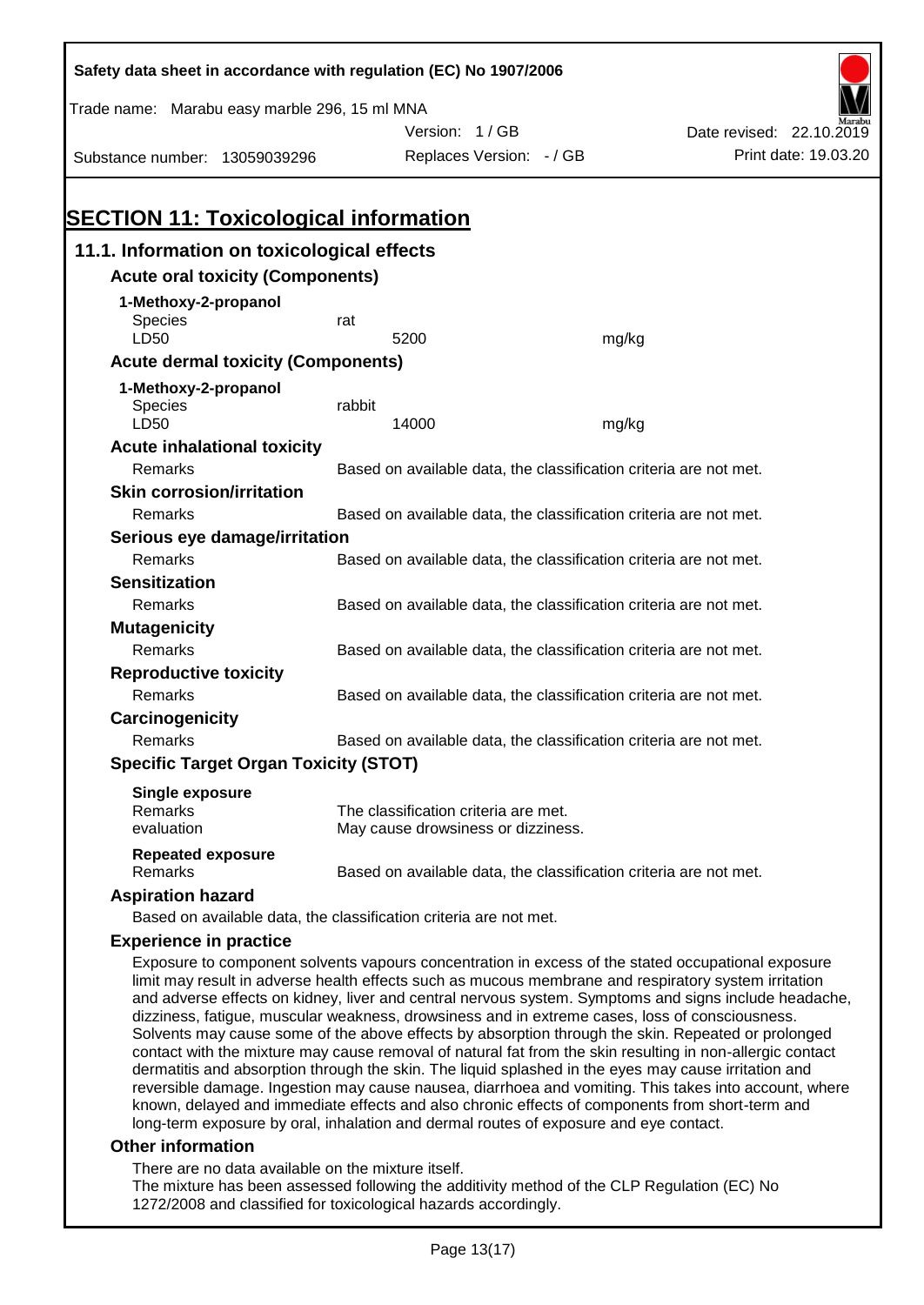Safety data sheet in accordance with regulation (EC) No 1907/2006

Trade name: Marabu easy marble 296, 15 ml MNA

Version: 1 / GB

Date revised: 22.10.2019

Substance number: 13059039296

Replaces Version: - / GB

Print date: 19.03.20

# SECTION 11: Toxicological information

## 11.1. Information on toxicological effects

### Acute oral toxicity (Components)

**1-Methoxy-2-propanol**

| | | |
|---|---|---|
| Species | rat | |
| LD50 | 5200 | mg/kg |

### Acute dermal toxicity (Components)

**1-Methoxy-2-propanol**

| | | |
|---|---|---|
| Species | rabbit | |
| LD50 | 14000 | mg/kg |

### Acute inhalational toxicity

Remarks: Based on available data, the classification criteria are not met.

### Skin corrosion/irritation

Remarks: Based on available data, the classification criteria are not met.

### Serious eye damage/irritation

Remarks: Based on available data, the classification criteria are not met.

### Sensitization

Remarks: Based on available data, the classification criteria are not met.

### Mutagenicity

Remarks: Based on available data, the classification criteria are not met.

### Reproductive toxicity

Remarks: Based on available data, the classification criteria are not met.

### Carcinogenicity

Remarks: Based on available data, the classification criteria are not met.

### Specific Target Organ Toxicity (STOT)

**Single exposure**

Remarks: The classification criteria are met.
evaluation: May cause drowsiness or dizziness.

**Repeated exposure**

Remarks: Based on available data, the classification criteria are not met.

### Aspiration hazard

Based on available data, the classification criteria are not met.

### Experience in practice

Exposure to component solvents vapours concentration in excess of the stated occupational exposure limit may result in adverse health effects such as mucous membrane and respiratory system irritation and adverse effects on kidney, liver and central nervous system. Symptoms and signs include headache, dizziness, fatigue, muscular weakness, drowsiness and in extreme cases, loss of consciousness. Solvents may cause some of the above effects by absorption through the skin. Repeated or prolonged contact with the mixture may cause removal of natural fat from the skin resulting in non-allergic contact dermatitis and absorption through the skin. The liquid splashed in the eyes may cause irritation and reversible damage. Ingestion may cause nausea, diarrhoea and vomiting. This takes into account, where known, delayed and immediate effects and also chronic effects of components from short-term and long-term exposure by oral, inhalation and dermal routes of exposure and eye contact.

### Other information

There are no data available on the mixture itself.
The mixture has been assessed following the additivity method of the CLP Regulation (EC) No 1272/2008 and classified for toxicological hazards accordingly.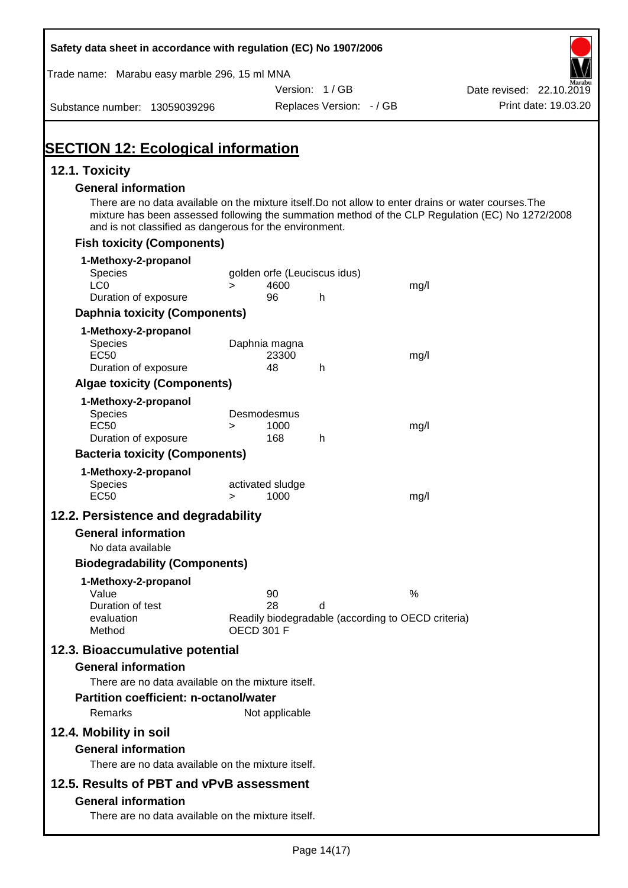# SECTION 12: Ecological information

## 12.1. Toxicity

### General information

There are no data available on the mixture itself.Do not allow to enter drains or water courses.The mixture has been assessed following the summation method of the CLP Regulation (EC) No 1272/2008 and is not classified as dangerous for the environment.

### Fish toxicity (Components)

**1-Methoxy-2-propanol**

| | | | | |
|---|---|---|---|---|
| Species | golden orfe (Leuciscus idus) | | | |
| LC0 | > | 4600 | | mg/l |
| Duration of exposure | | 96 | h | |

### Daphnia toxicity (Components)

**1-Methoxy-2-propanol**

| | | | | |
|---|---|---|---|---|
| Species | Daphnia magna | | | |
| EC50 | | 23300 | | mg/l |
| Duration of exposure | | 48 | h | |

### Algae toxicity (Components)

**1-Methoxy-2-propanol**

| | | | | |
|---|---|---|---|---|
| Species | Desmodesmus | | | |
| EC50 | > | 1000 | | mg/l |
| Duration of exposure | | 168 | h | |

### Bacteria toxicity (Components)

**1-Methoxy-2-propanol**

| | | | | |
|---|---|---|---|---|
| Species | activated sludge | | | |
| EC50 | > | 1000 | | mg/l |

## 12.2. Persistence and degradability

### General information

No data available

### Biodegradability (Components)

**1-Methoxy-2-propanol**

| | | | |
|---|---|---|---|
| Value | 90 | | % |
| Duration of test | 28 | d | |
| evaluation | Readily biodegradable (according to OECD criteria) | | |
| Method | OECD 301 F | | |

## 12.3. Bioaccumulative potential

### General information

There are no data available on the mixture itself.

### Partition coefficient: n-octanol/water

Remarks: Not applicable

## 12.4. Mobility in soil

### General information

There are no data available on the mixture itself.

## 12.5. Results of PBT and vPvB assessment

### General information

There are no data available on the mixture itself.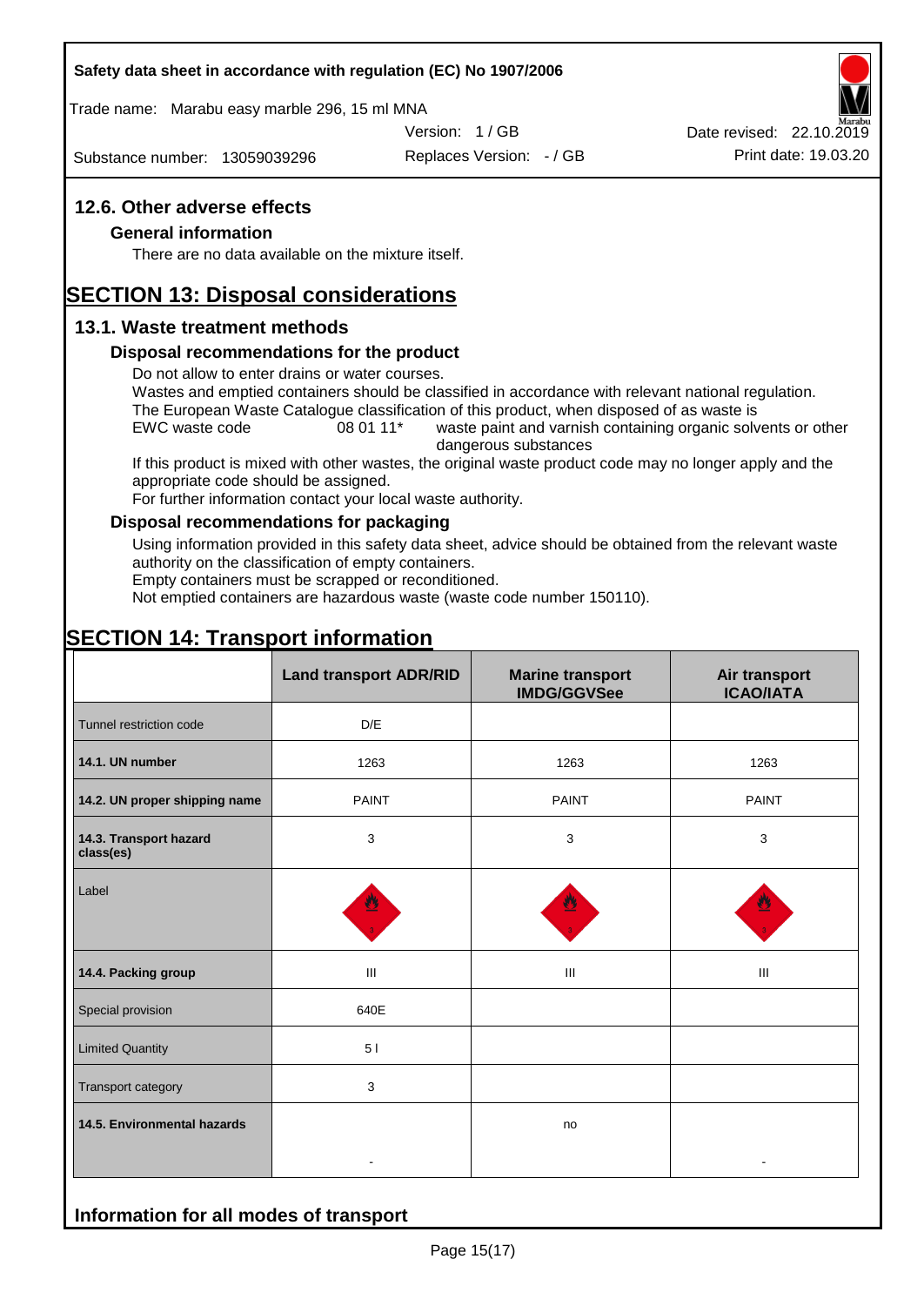## 12.6. Other adverse effects

### General information

There are no data available on the mixture itself.

# SECTION 13: Disposal considerations

## 13.1. Waste treatment methods

### Disposal recommendations for the product

Do not allow to enter drains or water courses.
Wastes and emptied containers should be classified in accordance with relevant national regulation.
The European Waste Catalogue classification of this product, when disposed of as waste is

EWC waste code 08 01 11* waste paint and varnish containing organic solvents or other dangerous substances

If this product is mixed with other wastes, the original waste product code may no longer apply and the appropriate code should be assigned.
For further information contact your local waste authority.

### Disposal recommendations for packaging

Using information provided in this safety data sheet, advice should be obtained from the relevant waste authority on the classification of empty containers.
Empty containers must be scrapped or reconditioned.
Not emptied containers are hazardous waste (waste code number 150110).

# SECTION 14: Transport information

| | Land transport ADR/RID | Marine transport IMDG/GGVSee | Air transport ICAO/IATA |
|---|---|---|---|
| Tunnel restriction code | D/E | | |
| 14.1. UN number | 1263 | 1263 | 1263 |
| 14.2. UN proper shipping name | PAINT | PAINT | PAINT |
| 14.3. Transport hazard class(es) | 3 | 3 | 3 |
| Label | 3 | 3 | 3 |
| 14.4. Packing group | III | III | III |
| Special provision | 640E | | |
| Limited Quantity | 5 l | | |
| Transport category | 3 | | |
| 14.5. Environmental hazards | - | no | - |

## Information for all modes of transport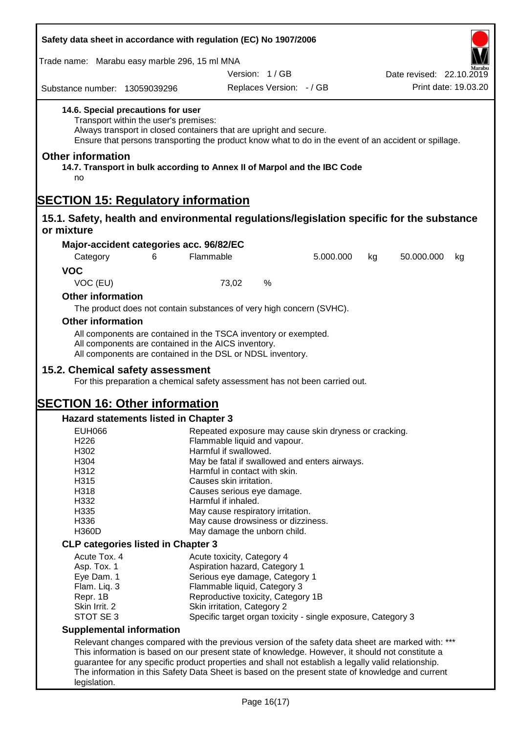#### 14.6. Special precautions for user

Transport within the user's premises:
Always transport in closed containers that are upright and secure.
Ensure that persons transporting the product know what to do in the event of an accident or spillage.

### Other information

#### 14.7. Transport in bulk according to Annex II of Marpol and the IBC Code

no

# SECTION 15: Regulatory information

## 15.1. Safety, health and environmental regulations/legislation specific for the substance or mixture

### Major-accident categories acc. 96/82/EC

| Category | 6 | Flammable | 5.000.000 | kg | 50.000.000 | kg |
|---|---|---|---|---|---|---|

### VOC

| VOC (EU) | 73,02 | % |
|---|---|---|

### Other information

The product does not contain substances of very high concern (SVHC).

### Other information

All components are contained in the TSCA inventory or exempted.
All components are contained in the AICS inventory.
All components are contained in the DSL or NDSL inventory.

## 15.2. Chemical safety assessment

For this preparation a chemical safety assessment has not been carried out.

# SECTION 16: Other information

### Hazard statements listed in Chapter 3

| | |
|---|---|
| EUH066 | Repeated exposure may cause skin dryness or cracking. |
| H226 | Flammable liquid and vapour. |
| H302 | Harmful if swallowed. |
| H304 | May be fatal if swallowed and enters airways. |
| H312 | Harmful in contact with skin. |
| H315 | Causes skin irritation. |
| H318 | Causes serious eye damage. |
| H332 | Harmful if inhaled. |
| H335 | May cause respiratory irritation. |
| H336 | May cause drowsiness or dizziness. |
| H360D | May damage the unborn child. |

### CLP categories listed in Chapter 3

| | |
|---|---|
| Acute Tox. 4 | Acute toxicity, Category 4 |
| Asp. Tox. 1 | Aspiration hazard, Category 1 |
| Eye Dam. 1 | Serious eye damage, Category 1 |
| Flam. Liq. 3 | Flammable liquid, Category 3 |
| Repr. 1B | Reproductive toxicity, Category 1B |
| Skin Irrit. 2 | Skin irritation, Category 2 |
| STOT SE 3 | Specific target organ toxicity - single exposure, Category 3 |

### Supplemental information

Relevant changes compared with the previous version of the safety data sheet are marked with: ***
This information is based on our present state of knowledge. However, it should not constitute a guarantee for any specific product properties and shall not establish a legally valid relationship.
The information in this Safety Data Sheet is based on the present state of knowledge and current legislation.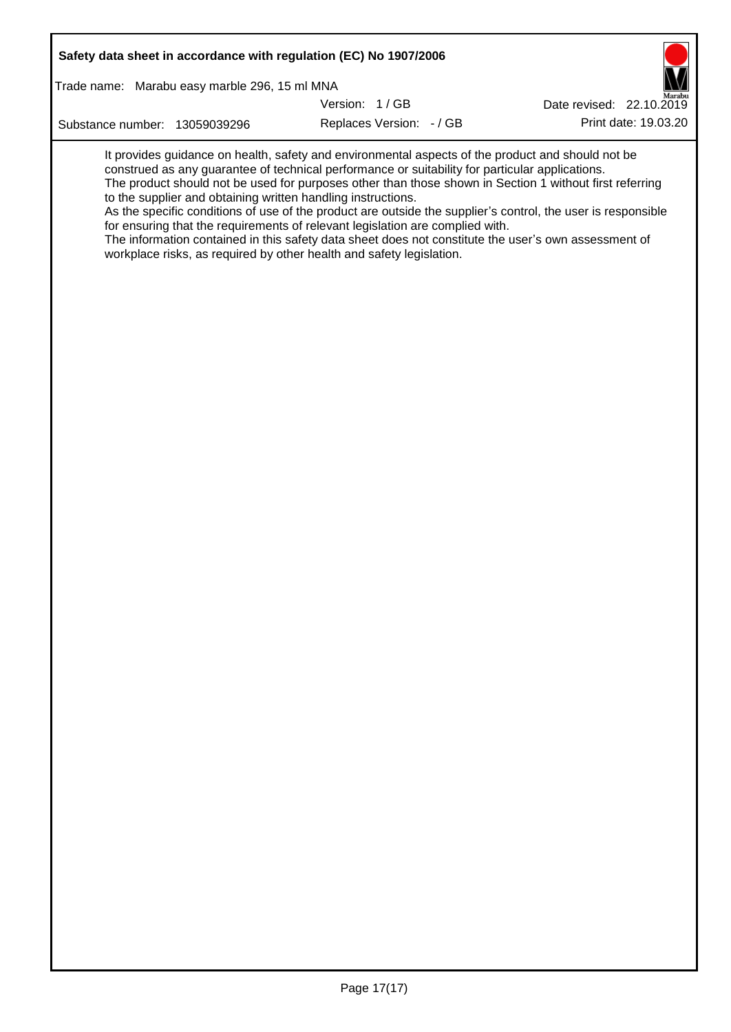It provides guidance on health, safety and environmental aspects of the product and should not be construed as any guarantee of technical performance or suitability for particular applications.
The product should not be used for purposes other than those shown in Section 1 without first referring to the supplier and obtaining written handling instructions.
As the specific conditions of use of the product are outside the supplier's control, the user is responsible for ensuring that the requirements of relevant legislation are complied with.
The information contained in this safety data sheet does not constitute the user's own assessment of workplace risks, as required by other health and safety legislation.